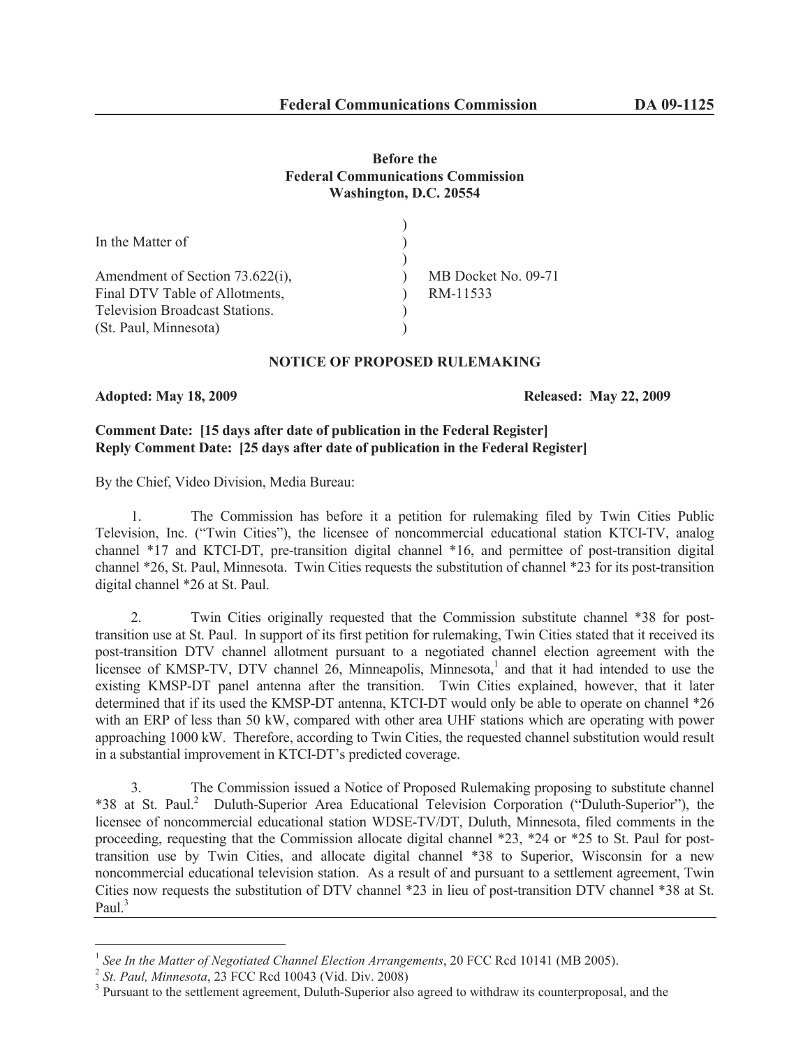**Federal Communications Commission DA 09-1125**

**Before the**
**Federal Communications Commission**
**Washington, D.C. 20554**

| | | |
|---|---|---|
| In the Matter of | ) | |
| | ) | |
| Amendment of Section 73.622(i), | ) | MB Docket No. 09-71 |
| Final DTV Table of Allotments, | ) | RM-11533 |
| Television Broadcast Stations. | ) | |
| (St. Paul, Minnesota) | ) | |

**NOTICE OF PROPOSED RULEMAKING**

**Adopted: May 18, 2009** **Released: May 22, 2009**

**Comment Date: [15 days after date of publication in the Federal Register]**
**Reply Comment Date: [25 days after date of publication in the Federal Register]**

By the Chief, Video Division, Media Bureau:

1. The Commission has before it a petition for rulemaking filed by Twin Cities Public Television, Inc. ("Twin Cities"), the licensee of noncommercial educational station KTCI-TV, analog channel *17 and KTCI-DT, pre-transition digital channel *16, and permittee of post-transition digital channel *26, St. Paul, Minnesota. Twin Cities requests the substitution of channel *23 for its post-transition digital channel *26 at St. Paul.

2. Twin Cities originally requested that the Commission substitute channel *38 for post-transition use at St. Paul. In support of its first petition for rulemaking, Twin Cities stated that it received its post-transition DTV channel allotment pursuant to a negotiated channel election agreement with the licensee of KMSP-TV, DTV channel 26, Minneapolis, Minnesota,[1] and that it had intended to use the existing KMSP-DT panel antenna after the transition. Twin Cities explained, however, that it later determined that if its used the KMSP-DT antenna, KTCI-DT would only be able to operate on channel *26 with an ERP of less than 50 kW, compared with other area UHF stations which are operating with power approaching 1000 kW. Therefore, according to Twin Cities, the requested channel substitution would result in a substantial improvement in KTCI-DT's predicted coverage.

3. The Commission issued a Notice of Proposed Rulemaking proposing to substitute channel *38 at St. Paul.[2] Duluth-Superior Area Educational Television Corporation ("Duluth-Superior"), the licensee of noncommercial educational station WDSE-TV/DT, Duluth, Minnesota, filed comments in the proceeding, requesting that the Commission allocate digital channel *23, *24 or *25 to St. Paul for post-transition use by Twin Cities, and allocate digital channel *38 to Superior, Wisconsin for a new noncommercial educational television station. As a result of and pursuant to a settlement agreement, Twin Cities now requests the substitution of DTV channel *23 in lieu of post-transition DTV channel *38 at St. Paul.[3]

[1] *See In the Matter of Negotiated Channel Election Arrangements*, 20 FCC Rcd 10141 (MB 2005).

[2] *St. Paul, Minnesota*, 23 FCC Rcd 10043 (Vid. Div. 2008)

[3] Pursuant to the settlement agreement, Duluth-Superior also agreed to withdraw its counterproposal, and the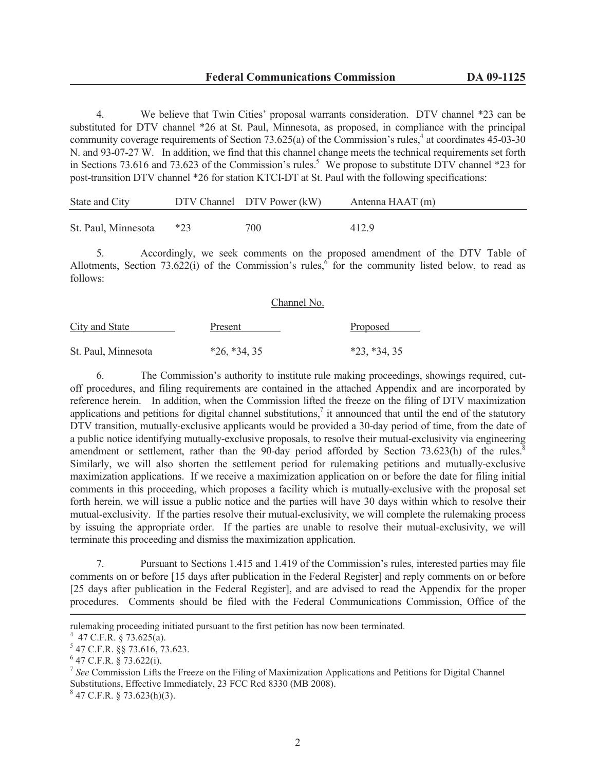4. We believe that Twin Cities' proposal warrants consideration. DTV channel *23 can be substituted for DTV channel *26 at St. Paul, Minnesota, as proposed, in compliance with the principal community coverage requirements of Section 73.625(a) of the Commission's rules,[4] at coordinates 45-03-30 N. and 93-07-27 W. In addition, we find that this channel change meets the technical requirements set forth in Sections 73.616 and 73.623 of the Commission's rules.[5] We propose to substitute DTV channel *23 for post-transition DTV channel *26 for station KTCI-DT at St. Paul with the following specifications:

| State and City | DTV Channel | DTV Power (kW) | Antenna HAAT (m) |
|---|---|---|---|
| St. Paul, Minnesota | *23 | 700 | 412.9 |

5. Accordingly, we seek comments on the proposed amendment of the DTV Table of Allotments, Section 73.622(i) of the Commission's rules,[6] for the community listed below, to read as follows:

| | Channel No. | |
|---|---|---|
| City and State | Present | Proposed |
| St. Paul, Minnesota | *26, *34, 35 | *23, *34, 35 |

6. The Commission's authority to institute rule making proceedings, showings required, cut-off procedures, and filing requirements are contained in the attached Appendix and are incorporated by reference herein. In addition, when the Commission lifted the freeze on the filing of DTV maximization applications and petitions for digital channel substitutions,[7] it announced that until the end of the statutory DTV transition, mutually-exclusive applicants would be provided a 30-day period of time, from the date of a public notice identifying mutually-exclusive proposals, to resolve their mutual-exclusivity via engineering amendment or settlement, rather than the 90-day period afforded by Section 73.623(h) of the rules.[8] Similarly, we will also shorten the settlement period for rulemaking petitions and mutually-exclusive maximization applications. If we receive a maximization application on or before the date for filing initial comments in this proceeding, which proposes a facility which is mutually-exclusive with the proposal set forth herein, we will issue a public notice and the parties will have 30 days within which to resolve their mutual-exclusivity. If the parties resolve their mutual-exclusivity, we will complete the rulemaking process by issuing the appropriate order. If the parties are unable to resolve their mutual-exclusivity, we will terminate this proceeding and dismiss the maximization application.

7. Pursuant to Sections 1.415 and 1.419 of the Commission's rules, interested parties may file comments on or before [15 days after publication in the Federal Register] and reply comments on or before [25 days after publication in the Federal Register], and are advised to read the Appendix for the proper procedures. Comments should be filed with the Federal Communications Commission, Office of the

---

rulemaking proceeding initiated pursuant to the first petition has now been terminated.

[4] 47 C.F.R. § 73.625(a).

[5] 47 C.F.R. §§ 73.616, 73.623.

[6] 47 C.F.R. § 73.622(i).

[7] *See* Commission Lifts the Freeze on the Filing of Maximization Applications and Petitions for Digital Channel Substitutions, Effective Immediately, 23 FCC Rcd 8330 (MB 2008).

[8] 47 C.F.R. § 73.623(h)(3).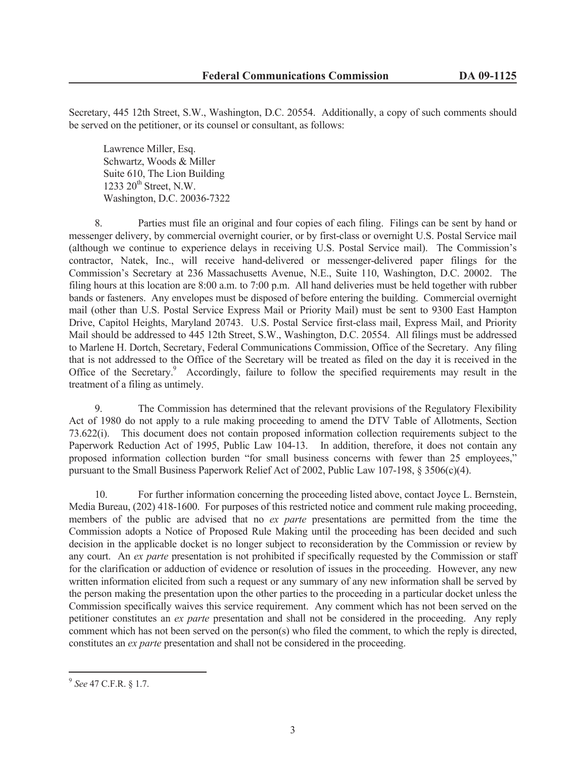Secretary, 445 12th Street, S.W., Washington, D.C. 20554. Additionally, a copy of such comments should be served on the petitioner, or its counsel or consultant, as follows:

Lawrence Miller, Esq.  
Schwartz, Woods & Miller  
Suite 610, The Lion Building  
1233 20th Street, N.W.  
Washington, D.C. 20036-7322

8. Parties must file an original and four copies of each filing. Filings can be sent by hand or messenger delivery, by commercial overnight courier, or by first-class or overnight U.S. Postal Service mail (although we continue to experience delays in receiving U.S. Postal Service mail). The Commission's contractor, Natek, Inc., will receive hand-delivered or messenger-delivered paper filings for the Commission's Secretary at 236 Massachusetts Avenue, N.E., Suite 110, Washington, D.C. 20002. The filing hours at this location are 8:00 a.m. to 7:00 p.m. All hand deliveries must be held together with rubber bands or fasteners. Any envelopes must be disposed of before entering the building. Commercial overnight mail (other than U.S. Postal Service Express Mail or Priority Mail) must be sent to 9300 East Hampton Drive, Capitol Heights, Maryland 20743. U.S. Postal Service first-class mail, Express Mail, and Priority Mail should be addressed to 445 12th Street, S.W., Washington, D.C. 20554. All filings must be addressed to Marlene H. Dortch, Secretary, Federal Communications Commission, Office of the Secretary. Any filing that is not addressed to the Office of the Secretary will be treated as filed on the day it is received in the Office of the Secretary.[9] Accordingly, failure to follow the specified requirements may result in the treatment of a filing as untimely.

9. The Commission has determined that the relevant provisions of the Regulatory Flexibility Act of 1980 do not apply to a rule making proceeding to amend the DTV Table of Allotments, Section 73.622(i). This document does not contain proposed information collection requirements subject to the Paperwork Reduction Act of 1995, Public Law 104-13. In addition, therefore, it does not contain any proposed information collection burden "for small business concerns with fewer than 25 employees," pursuant to the Small Business Paperwork Relief Act of 2002, Public Law 107-198, § 3506(c)(4).

10. For further information concerning the proceeding listed above, contact Joyce L. Bernstein, Media Bureau, (202) 418-1600. For purposes of this restricted notice and comment rule making proceeding, members of the public are advised that no *ex parte* presentations are permitted from the time the Commission adopts a Notice of Proposed Rule Making until the proceeding has been decided and such decision in the applicable docket is no longer subject to reconsideration by the Commission or review by any court. An *ex parte* presentation is not prohibited if specifically requested by the Commission or staff for the clarification or adduction of evidence or resolution of issues in the proceeding. However, any new written information elicited from such a request or any summary of any new information shall be served by the person making the presentation upon the other parties to the proceeding in a particular docket unless the Commission specifically waives this service requirement. Any comment which has not been served on the petitioner constitutes an *ex parte* presentation and shall not be considered in the proceeding. Any reply comment which has not been served on the person(s) who filed the comment, to which the reply is directed, constitutes an *ex parte* presentation and shall not be considered in the proceeding.

---

[9] *See* 47 C.F.R. § 1.7.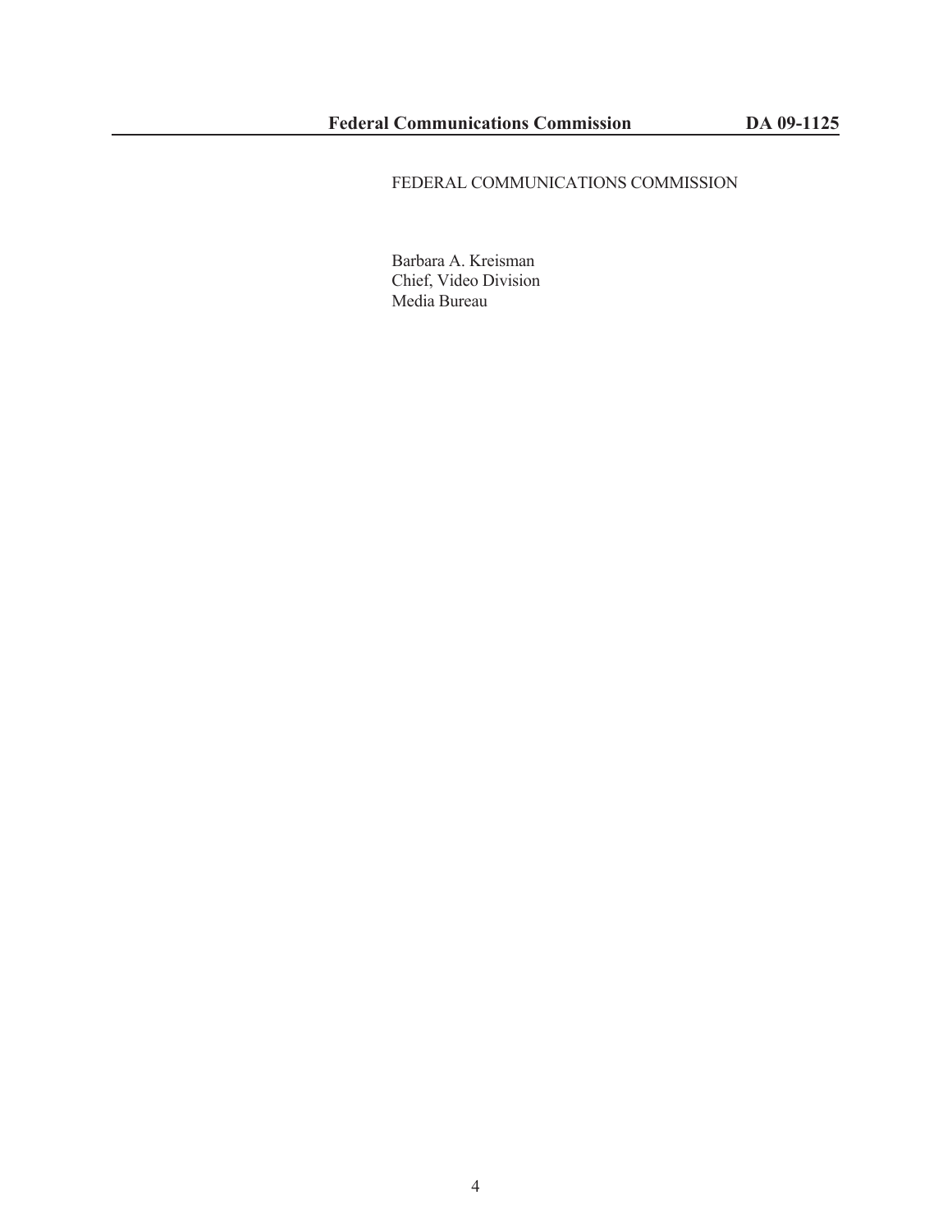FEDERAL COMMUNICATIONS COMMISSION

Barbara A. Kreisman
Chief, Video Division
Media Bureau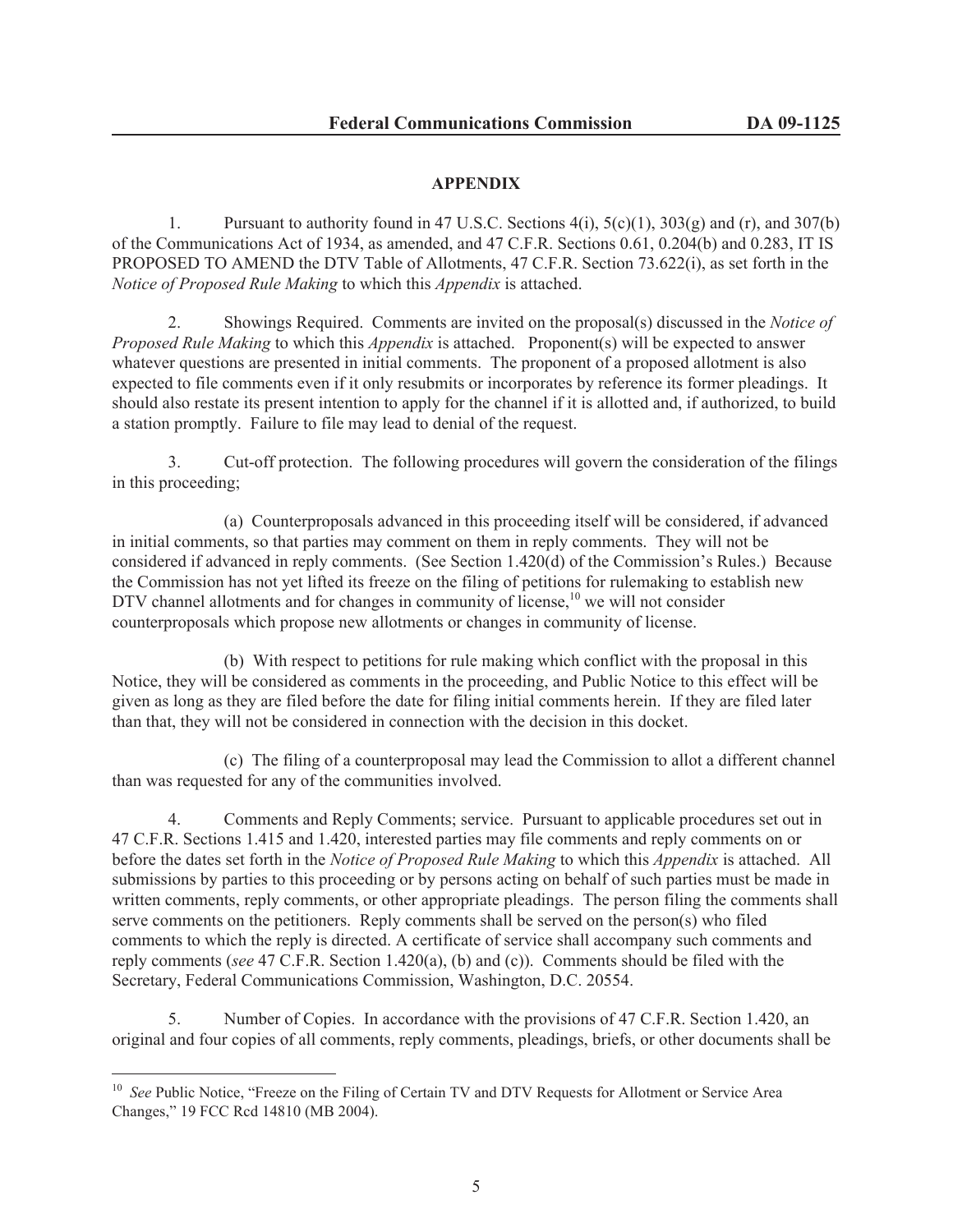## APPENDIX

1. Pursuant to authority found in 47 U.S.C. Sections 4(i), 5(c)(1), 303(g) and (r), and 307(b) of the Communications Act of 1934, as amended, and 47 C.F.R. Sections 0.61, 0.204(b) and 0.283, IT IS PROPOSED TO AMEND the DTV Table of Allotments, 47 C.F.R. Section 73.622(i), as set forth in the *Notice of Proposed Rule Making* to which this *Appendix* is attached.

2. Showings Required. Comments are invited on the proposal(s) discussed in the *Notice of Proposed Rule Making* to which this *Appendix* is attached. Proponent(s) will be expected to answer whatever questions are presented in initial comments. The proponent of a proposed allotment is also expected to file comments even if it only resubmits or incorporates by reference its former pleadings. It should also restate its present intention to apply for the channel if it is allotted and, if authorized, to build a station promptly. Failure to file may lead to denial of the request.

3. Cut-off protection. The following procedures will govern the consideration of the filings in this proceeding;

(a) Counterproposals advanced in this proceeding itself will be considered, if advanced in initial comments, so that parties may comment on them in reply comments. They will not be considered if advanced in reply comments. (See Section 1.420(d) of the Commission's Rules.) Because the Commission has not yet lifted its freeze on the filing of petitions for rulemaking to establish new DTV channel allotments and for changes in community of license,[10] we will not consider counterproposals which propose new allotments or changes in community of license.

(b) With respect to petitions for rule making which conflict with the proposal in this Notice, they will be considered as comments in the proceeding, and Public Notice to this effect will be given as long as they are filed before the date for filing initial comments herein. If they are filed later than that, they will not be considered in connection with the decision in this docket.

(c) The filing of a counterproposal may lead the Commission to allot a different channel than was requested for any of the communities involved.

4. Comments and Reply Comments; service. Pursuant to applicable procedures set out in 47 C.F.R. Sections 1.415 and 1.420, interested parties may file comments and reply comments on or before the dates set forth in the *Notice of Proposed Rule Making* to which this *Appendix* is attached. All submissions by parties to this proceeding or by persons acting on behalf of such parties must be made in written comments, reply comments, or other appropriate pleadings. The person filing the comments shall serve comments on the petitioners. Reply comments shall be served on the person(s) who filed comments to which the reply is directed. A certificate of service shall accompany such comments and reply comments (*see* 47 C.F.R. Section 1.420(a), (b) and (c)). Comments should be filed with the Secretary, Federal Communications Commission, Washington, D.C. 20554.

5. Number of Copies. In accordance with the provisions of 47 C.F.R. Section 1.420, an original and four copies of all comments, reply comments, pleadings, briefs, or other documents shall be

---

[10] *See* Public Notice, "Freeze on the Filing of Certain TV and DTV Requests for Allotment or Service Area Changes," 19 FCC Rcd 14810 (MB 2004).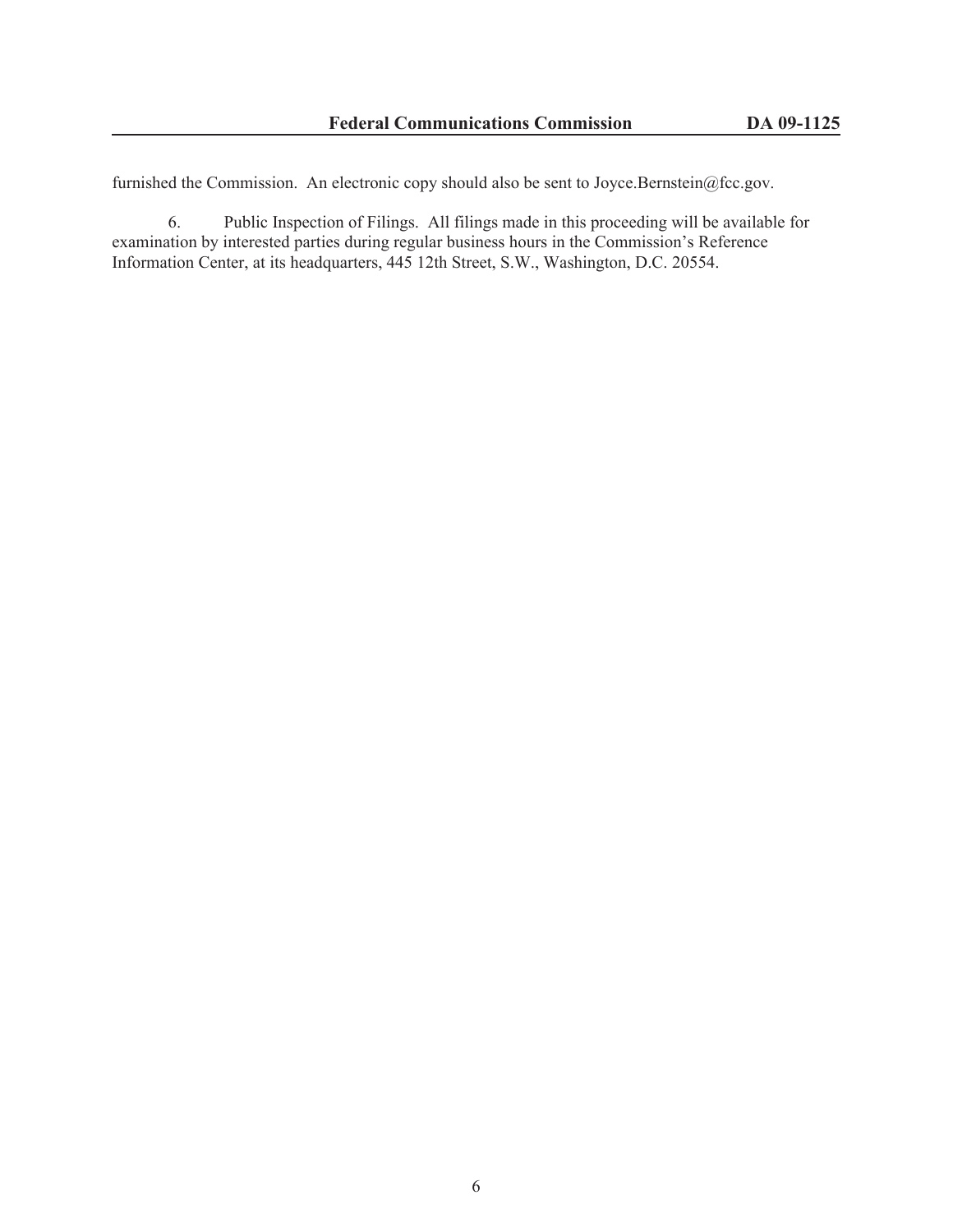furnished the Commission. An electronic copy should also be sent to Joyce.Bernstein@fcc.gov.

6. Public Inspection of Filings. All filings made in this proceeding will be available for examination by interested parties during regular business hours in the Commission's Reference Information Center, at its headquarters, 445 12th Street, S.W., Washington, D.C. 20554.